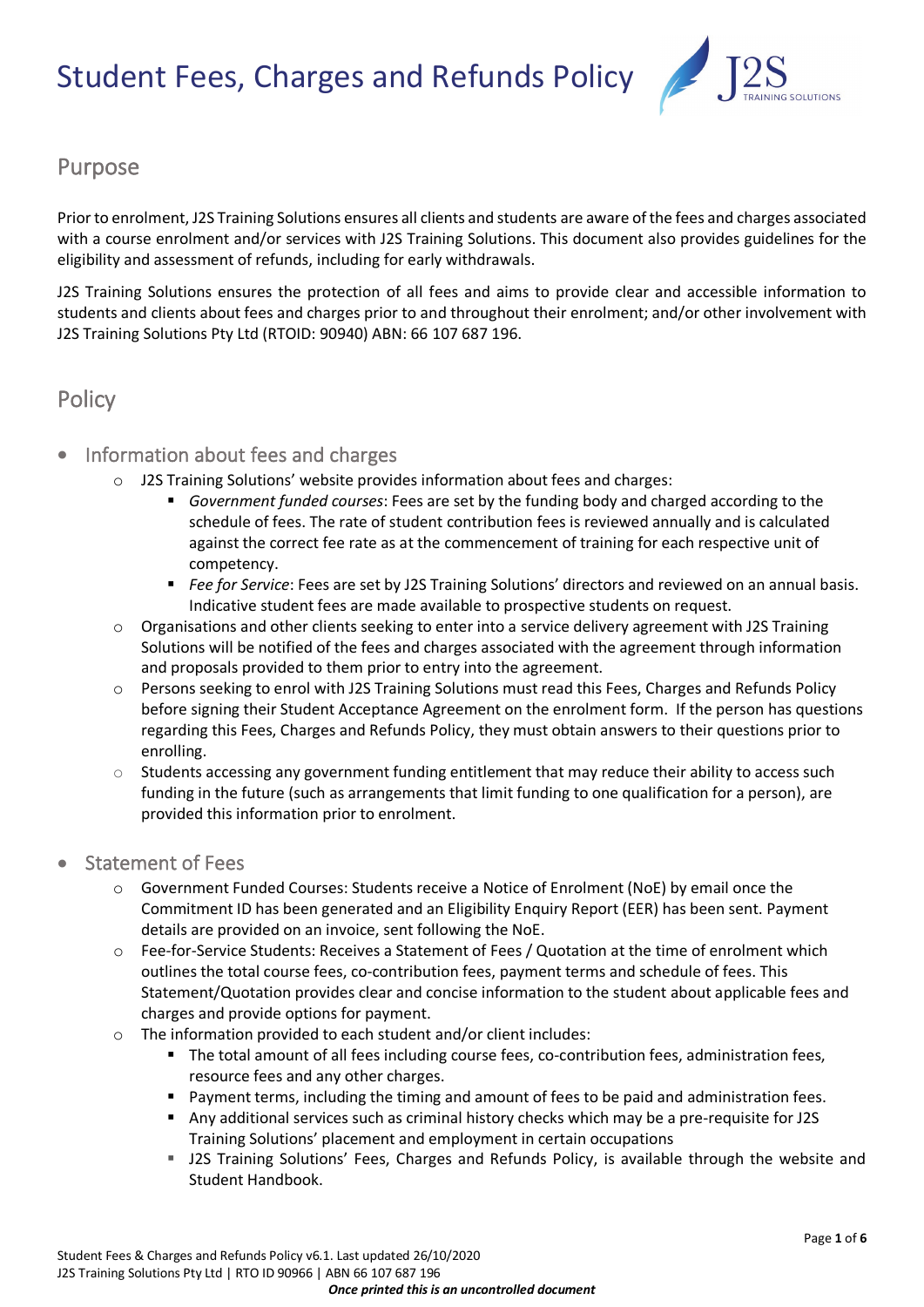# Student Fees, Charges and Refunds Policy

## Purpose

Prior to enrolment, J2S Training Solutions ensures all clients and students are aware of the fees and charges associated with a course enrolment and/or services with J2S Training Solutions. This document also provides guidelines for the eligibility and assessment of refunds, including for early withdrawals.

J2S Training Solutions ensures the protection of all fees and aims to provide clear and accessible information to students and clients about fees and charges prior to and throughout their enrolment; and/or other involvement with J2S Training Solutions Pty Ltd (RTOID: 90940) ABN: 66 107 687 196.

## Policy

- ### Information about fees and charges
  - J2S Training Solutions' website provides information about fees and charges:
    - *Government funded courses*: Fees are set by the funding body and charged according to the schedule of fees. The rate of student contribution fees is reviewed annually and is calculated against the correct fee rate as at the commencement of training for each respective unit of competency.
    - *Fee for Service*: Fees are set by J2S Training Solutions' directors and reviewed on an annual basis. Indicative student fees are made available to prospective students on request.
  - Organisations and other clients seeking to enter into a service delivery agreement with J2S Training Solutions will be notified of the fees and charges associated with the agreement through information and proposals provided to them prior to entry into the agreement.
  - Persons seeking to enrol with J2S Training Solutions must read this Fees, Charges and Refunds Policy before signing their Student Acceptance Agreement on the enrolment form. If the person has questions regarding this Fees, Charges and Refunds Policy, they must obtain answers to their questions prior to enrolling.
  - Students accessing any government funding entitlement that may reduce their ability to access such funding in the future (such as arrangements that limit funding to one qualification for a person), are provided this information prior to enrolment.

- ### Statement of Fees
  - Government Funded Courses: Students receive a Notice of Enrolment (NoE) by email once the Commitment ID has been generated and an Eligibility Enquiry Report (EER) has been sent. Payment details are provided on an invoice, sent following the NoE.
  - Fee-for-Service Students: Receives a Statement of Fees / Quotation at the time of enrolment which outlines the total course fees, co-contribution fees, payment terms and schedule of fees. This Statement/Quotation provides clear and concise information to the student about applicable fees and charges and provide options for payment.
  - The information provided to each student and/or client includes:
    - The total amount of all fees including course fees, co-contribution fees, administration fees, resource fees and any other charges.
    - Payment terms, including the timing and amount of fees to be paid and administration fees.
    - Any additional services such as criminal history checks which may be a pre-requisite for J2S Training Solutions' placement and employment in certain occupations
    - J2S Training Solutions' Fees, Charges and Refunds Policy, is available through the website and Student Handbook.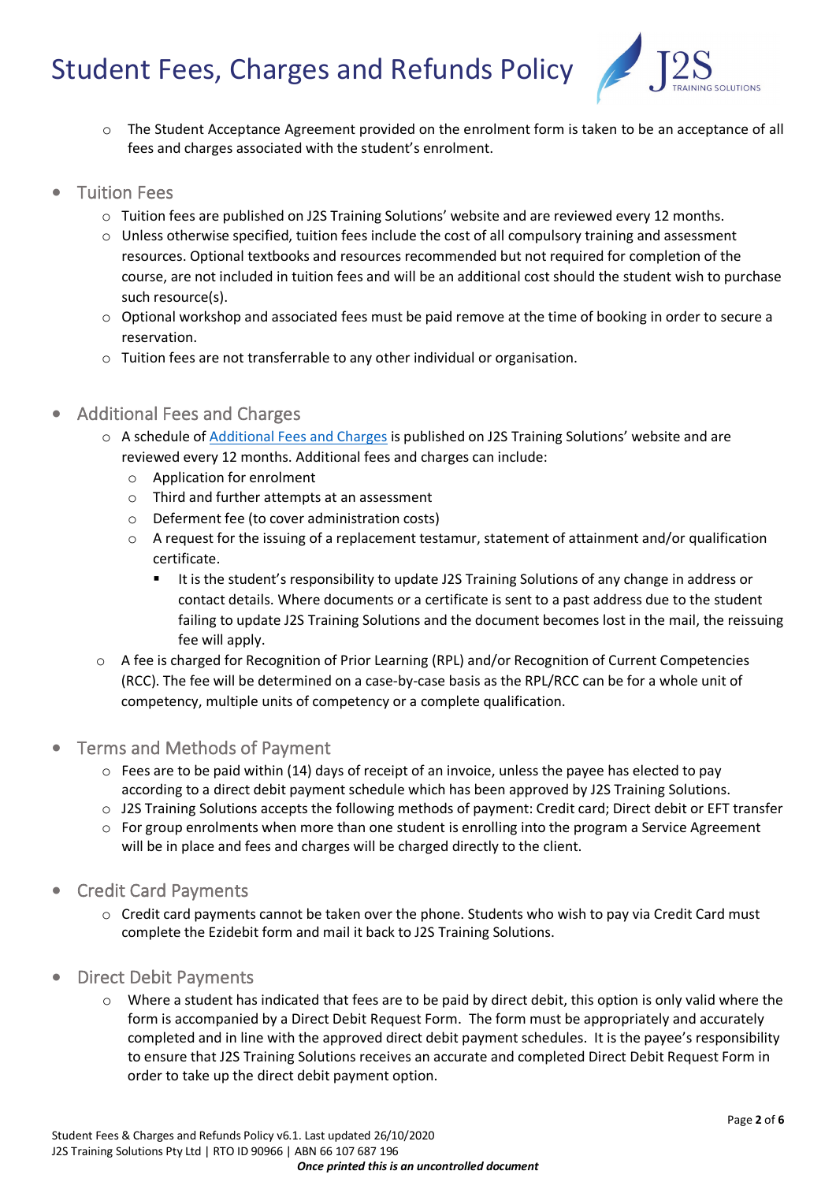- The Student Acceptance Agreement provided on the enrolment form is taken to be an acceptance of all fees and charges associated with the student's enrolment.

- Tuition Fees
  - Tuition fees are published on J2S Training Solutions' website and are reviewed every 12 months.
  - Unless otherwise specified, tuition fees include the cost of all compulsory training and assessment resources. Optional textbooks and resources recommended but not required for completion of the course, are not included in tuition fees and will be an additional cost should the student wish to purchase such resource(s).
  - Optional workshop and associated fees must be paid remove at the time of booking in order to secure a reservation.
  - Tuition fees are not transferrable to any other individual or organisation.

- Additional Fees and Charges
  - A schedule of Additional Fees and Charges is published on J2S Training Solutions' website and are reviewed every 12 months. Additional fees and charges can include:
    - Application for enrolment
    - Third and further attempts at an assessment
    - Deferment fee (to cover administration costs)
    - A request for the issuing of a replacement testamur, statement of attainment and/or qualification certificate.
      - It is the student's responsibility to update J2S Training Solutions of any change in address or contact details. Where documents or a certificate is sent to a past address due to the student failing to update J2S Training Solutions and the document becomes lost in the mail, the reissuing fee will apply.
  - A fee is charged for Recognition of Prior Learning (RPL) and/or Recognition of Current Competencies (RCC). The fee will be determined on a case-by-case basis as the RPL/RCC can be for a whole unit of competency, multiple units of competency or a complete qualification.

- Terms and Methods of Payment
  - Fees are to be paid within (14) days of receipt of an invoice, unless the payee has elected to pay according to a direct debit payment schedule which has been approved by J2S Training Solutions.
  - J2S Training Solutions accepts the following methods of payment: Credit card; Direct debit or EFT transfer
  - For group enrolments when more than one student is enrolling into the program a Service Agreement will be in place and fees and charges will be charged directly to the client.

- Credit Card Payments
  - Credit card payments cannot be taken over the phone. Students who wish to pay via Credit Card must complete the Ezidebit form and mail it back to J2S Training Solutions.

- Direct Debit Payments
  - Where a student has indicated that fees are to be paid by direct debit, this option is only valid where the form is accompanied by a Direct Debit Request Form. The form must be appropriately and accurately completed and in line with the approved direct debit payment schedules. It is the payee's responsibility to ensure that J2S Training Solutions receives an accurate and completed Direct Debit Request Form in order to take up the direct debit payment option.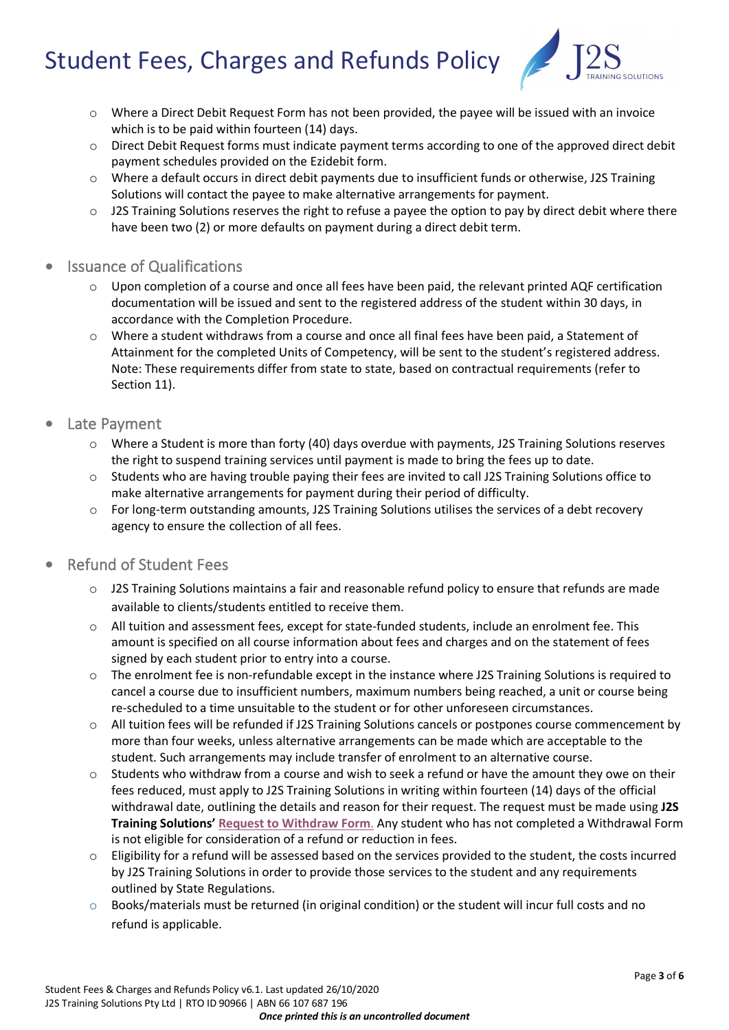- Where a Direct Debit Request Form has not been provided, the payee will be issued with an invoice which is to be paid within fourteen (14) days.
- Direct Debit Request forms must indicate payment terms according to one of the approved direct debit payment schedules provided on the Ezidebit form.
- Where a default occurs in direct debit payments due to insufficient funds or otherwise, J2S Training Solutions will contact the payee to make alternative arrangements for payment.
- J2S Training Solutions reserves the right to refuse a payee the option to pay by direct debit where there have been two (2) or more defaults on payment during a direct debit term.

## Issuance of Qualifications

- Upon completion of a course and once all fees have been paid, the relevant printed AQF certification documentation will be issued and sent to the registered address of the student within 30 days, in accordance with the Completion Procedure.
- Where a student withdraws from a course and once all final fees have been paid, a Statement of Attainment for the completed Units of Competency, will be sent to the student's registered address. Note: These requirements differ from state to state, based on contractual requirements (refer to Section 11).

## Late Payment

- Where a Student is more than forty (40) days overdue with payments, J2S Training Solutions reserves the right to suspend training services until payment is made to bring the fees up to date.
- Students who are having trouble paying their fees are invited to call J2S Training Solutions office to make alternative arrangements for payment during their period of difficulty.
- For long-term outstanding amounts, J2S Training Solutions utilises the services of a debt recovery agency to ensure the collection of all fees.

## Refund of Student Fees

- J2S Training Solutions maintains a fair and reasonable refund policy to ensure that refunds are made available to clients/students entitled to receive them.
- All tuition and assessment fees, except for state-funded students, include an enrolment fee. This amount is specified on all course information about fees and charges and on the statement of fees signed by each student prior to entry into a course.
- The enrolment fee is non-refundable except in the instance where J2S Training Solutions is required to cancel a course due to insufficient numbers, maximum numbers being reached, a unit or course being re-scheduled to a time unsuitable to the student or for other unforeseen circumstances.
- All tuition fees will be refunded if J2S Training Solutions cancels or postpones course commencement by more than four weeks, unless alternative arrangements can be made which are acceptable to the student. Such arrangements may include transfer of enrolment to an alternative course.
- Students who withdraw from a course and wish to seek a refund or have the amount they owe on their fees reduced, must apply to J2S Training Solutions in writing within fourteen (14) days of the official withdrawal date, outlining the details and reason for their request. The request must be made using **J2S Training Solutions' Request to Withdraw Form**. Any student who has not completed a Withdrawal Form is not eligible for consideration of a refund or reduction in fees.
- Eligibility for a refund will be assessed based on the services provided to the student, the costs incurred by J2S Training Solutions in order to provide those services to the student and any requirements outlined by State Regulations.
- Books/materials must be returned (in original condition) or the student will incur full costs and no refund is applicable.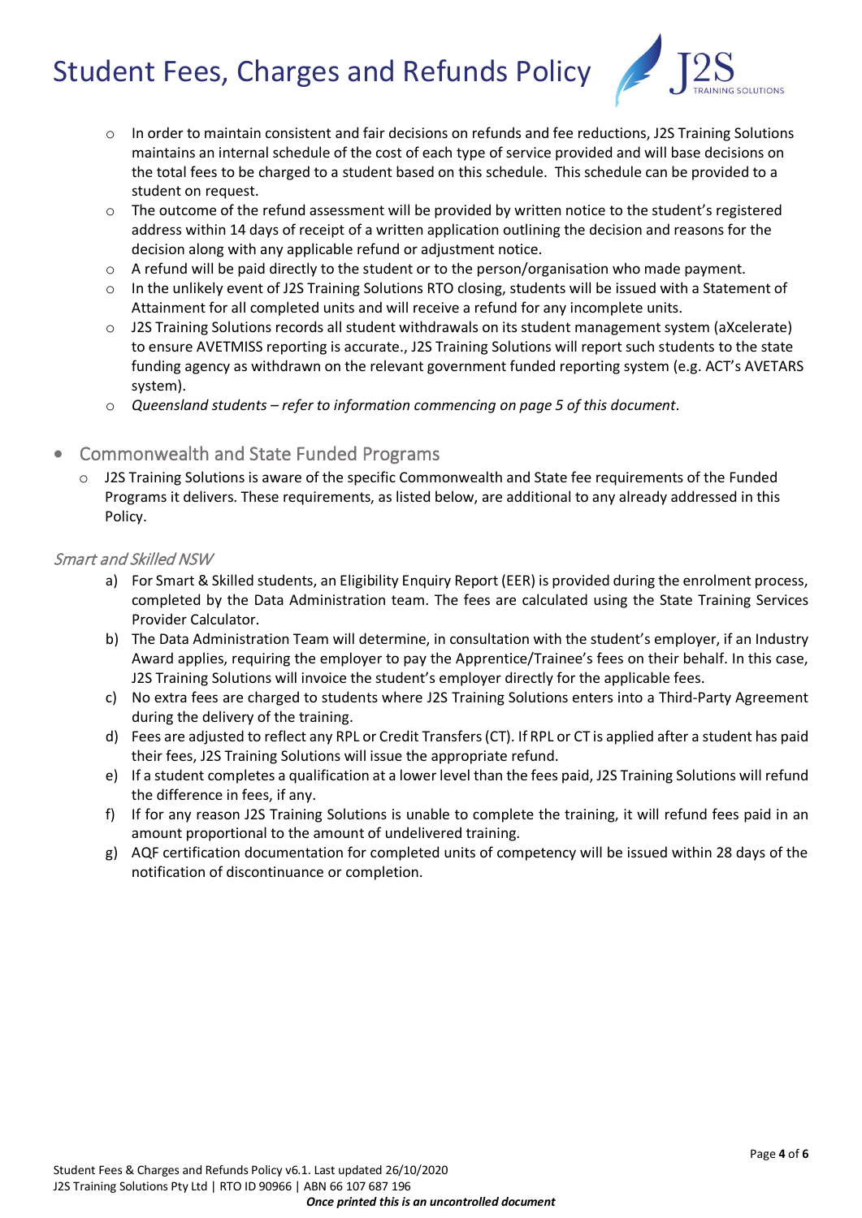- In order to maintain consistent and fair decisions on refunds and fee reductions, J2S Training Solutions maintains an internal schedule of the cost of each type of service provided and will base decisions on the total fees to be charged to a student based on this schedule. This schedule can be provided to a student on request.
- The outcome of the refund assessment will be provided by written notice to the student's registered address within 14 days of receipt of a written application outlining the decision and reasons for the decision along with any applicable refund or adjustment notice.
- A refund will be paid directly to the student or to the person/organisation who made payment.
- In the unlikely event of J2S Training Solutions RTO closing, students will be issued with a Statement of Attainment for all completed units and will receive a refund for any incomplete units.
- J2S Training Solutions records all student withdrawals on its student management system (aXcelerate) to ensure AVETMISS reporting is accurate., J2S Training Solutions will report such students to the state funding agency as withdrawn on the relevant government funded reporting system (e.g. ACT's AVETARS system).
- *Queensland students – refer to information commencing on page 5 of this document*.

## Commonwealth and State Funded Programs

- J2S Training Solutions is aware of the specific Commonwealth and State fee requirements of the Funded Programs it delivers. These requirements, as listed below, are additional to any already addressed in this Policy.

### *Smart and Skilled NSW*

a) For Smart & Skilled students, an Eligibility Enquiry Report (EER) is provided during the enrolment process, completed by the Data Administration team. The fees are calculated using the State Training Services Provider Calculator.
b) The Data Administration Team will determine, in consultation with the student's employer, if an Industry Award applies, requiring the employer to pay the Apprentice/Trainee's fees on their behalf. In this case, J2S Training Solutions will invoice the student's employer directly for the applicable fees.
c) No extra fees are charged to students where J2S Training Solutions enters into a Third-Party Agreement during the delivery of the training.
d) Fees are adjusted to reflect any RPL or Credit Transfers (CT). If RPL or CT is applied after a student has paid their fees, J2S Training Solutions will issue the appropriate refund.
e) If a student completes a qualification at a lower level than the fees paid, J2S Training Solutions will refund the difference in fees, if any.
f) If for any reason J2S Training Solutions is unable to complete the training, it will refund fees paid in an amount proportional to the amount of undelivered training.
g) AQF certification documentation for completed units of competency will be issued within 28 days of the notification of discontinuance or completion.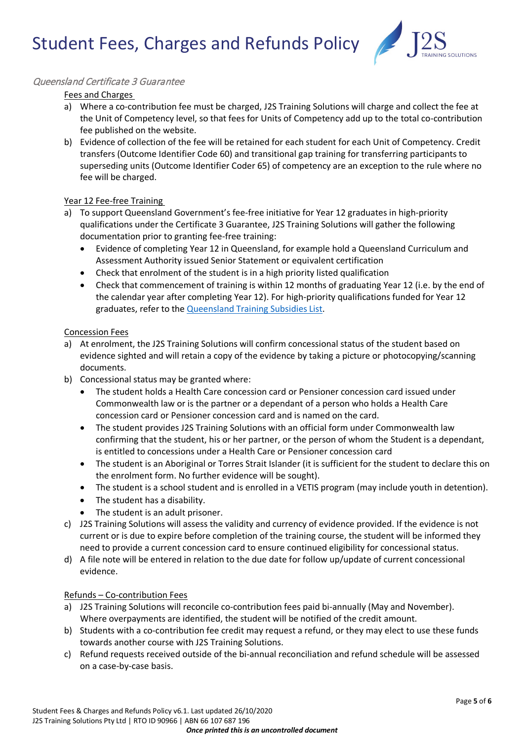### *Queensland Certificate 3 Guarantee*

Fees and Charges

a) Where a co-contribution fee must be charged, J2S Training Solutions will charge and collect the fee at the Unit of Competency level, so that fees for Units of Competency add up to the total co-contribution fee published on the website.

b) Evidence of collection of the fee will be retained for each student for each Unit of Competency. Credit transfers (Outcome Identifier Code 60) and transitional gap training for transferring participants to superseding units (Outcome Identifier Coder 65) of competency are an exception to the rule where no fee will be charged.

Year 12 Fee-free Training

a) To support Queensland Government's fee-free initiative for Year 12 graduates in high-priority qualifications under the Certificate 3 Guarantee, J2S Training Solutions will gather the following documentation prior to granting fee-free training:
   - Evidence of completing Year 12 in Queensland, for example hold a Queensland Curriculum and Assessment Authority issued Senior Statement or equivalent certification
   - Check that enrolment of the student is in a high priority listed qualification
   - Check that commencement of training is within 12 months of graduating Year 12 (i.e. by the end of the calendar year after completing Year 12). For high-priority qualifications funded for Year 12 graduates, refer to the [Queensland Training Subsidies List](Queensland Training Subsidies List).

Concession Fees

a) At enrolment, the J2S Training Solutions will confirm concessional status of the student based on evidence sighted and will retain a copy of the evidence by taking a picture or photocopying/scanning documents.

b) Concessional status may be granted where:
   - The student holds a Health Care concession card or Pensioner concession card issued under Commonwealth law or is the partner or a dependant of a person who holds a Health Care concession card or Pensioner concession card and is named on the card.
   - The student provides J2S Training Solutions with an official form under Commonwealth law confirming that the student, his or her partner, or the person of whom the Student is a dependant, is entitled to concessions under a Health Care or Pensioner concession card
   - The student is an Aboriginal or Torres Strait Islander (it is sufficient for the student to declare this on the enrolment form. No further evidence will be sought).
   - The student is a school student and is enrolled in a VETIS program (may include youth in detention).
   - The student has a disability.
   - The student is an adult prisoner.

c) J2S Training Solutions will assess the validity and currency of evidence provided. If the evidence is not current or is due to expire before completion of the training course, the student will be informed they need to provide a current concession card to ensure continued eligibility for concessional status.

d) A file note will be entered in relation to the due date for follow up/update of current concessional evidence.

Refunds – Co-contribution Fees

a) J2S Training Solutions will reconcile co-contribution fees paid bi-annually (May and November). Where overpayments are identified, the student will be notified of the credit amount.

b) Students with a co-contribution fee credit may request a refund, or they may elect to use these funds towards another course with J2S Training Solutions.

c) Refund requests received outside of the bi-annual reconciliation and refund schedule will be assessed on a case-by-case basis.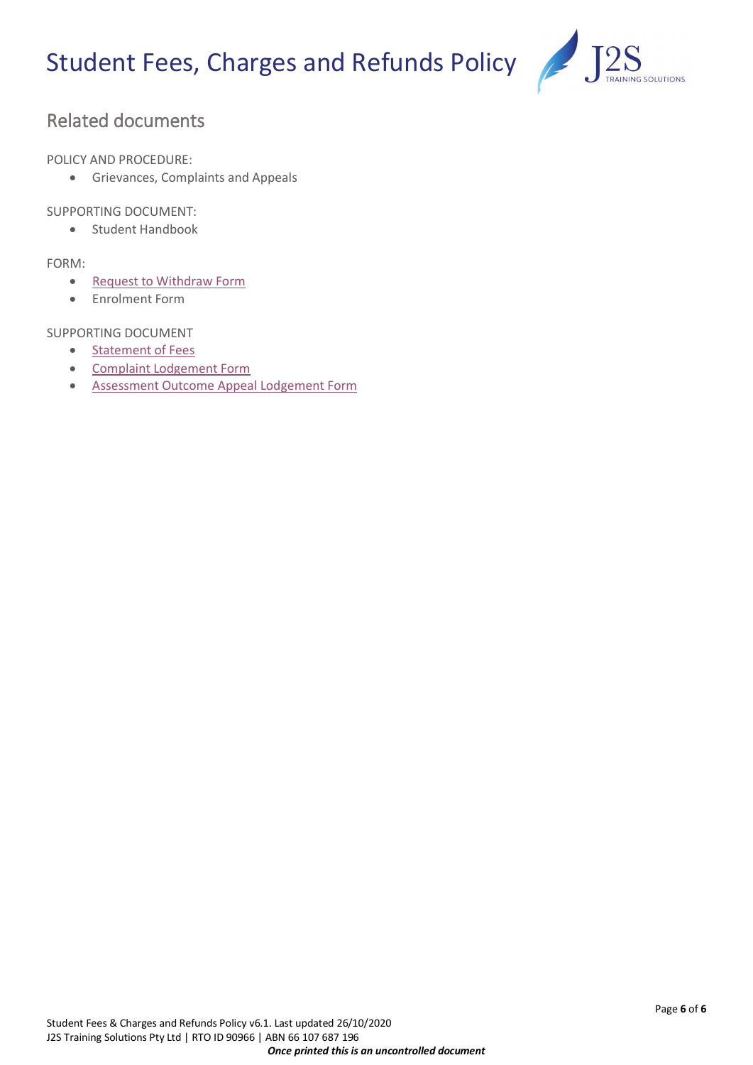## Related documents

POLICY AND PROCEDURE:

- Grievances, Complaints and Appeals

SUPPORTING DOCUMENT:

- Student Handbook

FORM:

- Request to Withdraw Form
- Enrolment Form

SUPPORTING DOCUMENT

- Statement of Fees
- Complaint Lodgement Form
- Assessment Outcome Appeal Lodgement Form